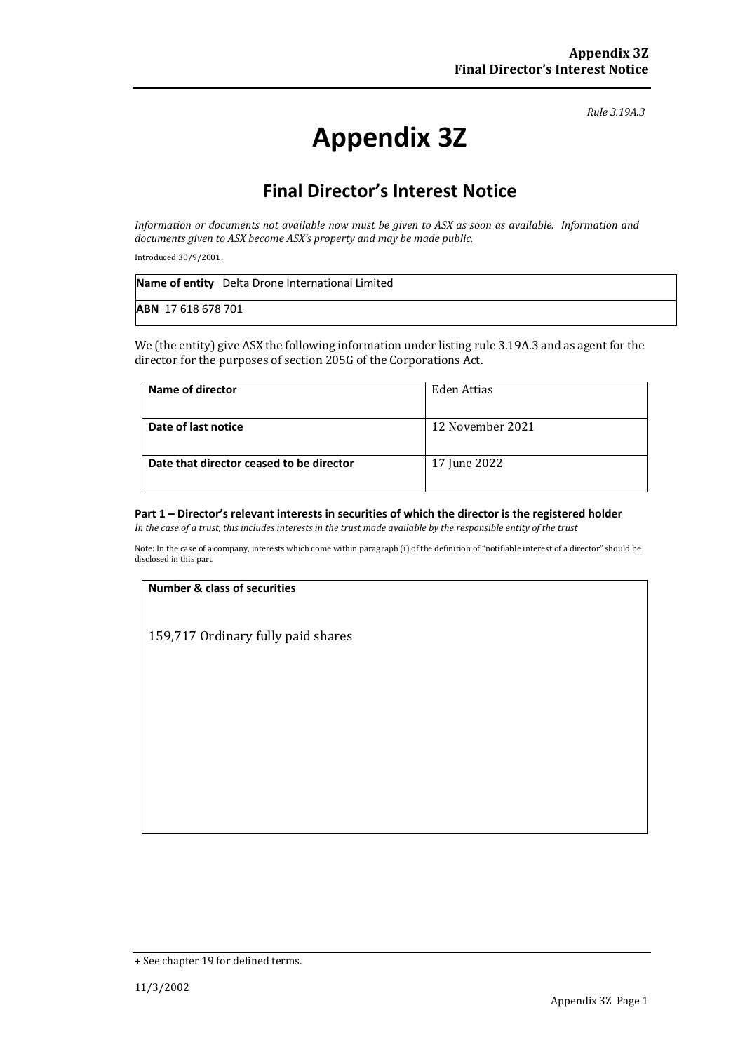*Rule 3.19A.3*

# Appendix 3Z

## Final Director's Interest Notice

*Information or documents not available now must be given to ASX as soon as available. Information and documents given to ASX become ASX's property and may be made public.*

Introduced 30/9/2001.

| **Name of entity** Delta Drone International Limited |
|---|
| **ABN** 17 618 678 701 |

We (the entity) give ASX the following information under listing rule 3.19A.3 and as agent for the director for the purposes of section 205G of the Corporations Act.

| **Name of director** | Eden Attias |
|---|---|
| **Date of last notice** | 12 November 2021 |
| **Date that director ceased to be director** | 17 June 2022 |

**Part 1 – Director's relevant interests in securities of which the director is the registered holder**

*In the case of a trust, this includes interests in the trust made available by the responsible entity of the trust*

Note: In the case of a company, interests which come within paragraph (i) of the definition of "notifiable interest of a director" should be disclosed in this part.

| **Number & class of securities** |
|---|
| 159,717 Ordinary fully paid shares |

+ See chapter 19 for defined terms.

11/3/2002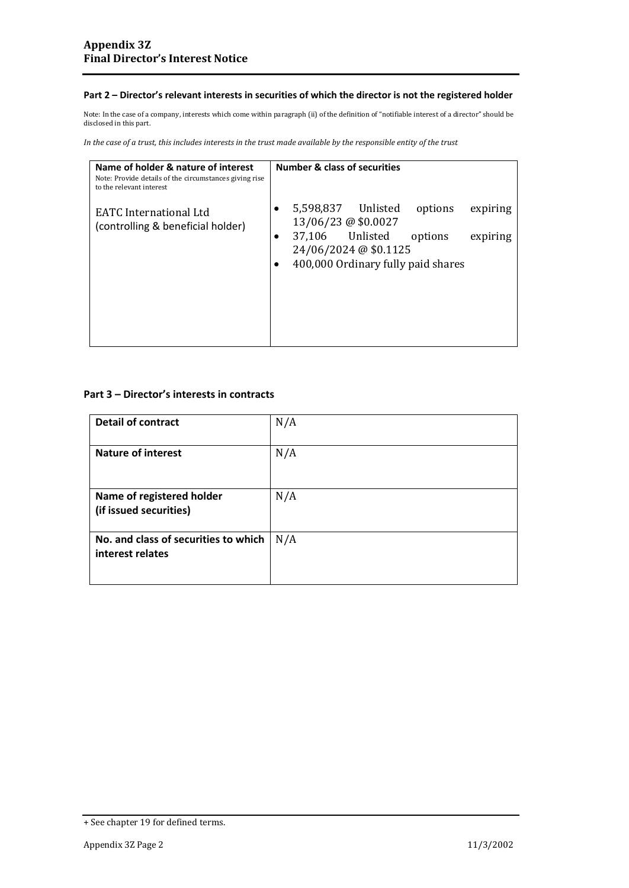**Part 2 – Director's relevant interests in securities of which the director is not the registered holder**

Note: In the case of a company, interests which come within paragraph (ii) of the definition of "notifiable interest of a director" should be disclosed in this part.

*In the case of a trust, this includes interests in the trust made available by the responsible entity of the trust*

| Name of holder & nature of interest<br>Note: Provide details of the circumstances giving rise to the relevant interest | Number & class of securities |
|---|---|
| EATC International Ltd<br>(controlling & beneficial holder) | • 5,598,837 Unlisted options expiring 13/06/23 @ $0.0027<br>• 37,106 Unlisted options expiring 24/06/2024 @ $0.1125<br>• 400,000 Ordinary fully paid shares |

**Part 3 – Director's interests in contracts**

| | |
|---|---|
| **Detail of contract** | N/A |
| **Nature of interest** | N/A |
| **Name of registered holder (if issued securities)** | N/A |
| **No. and class of securities to which interest relates** | N/A |

+ See chapter 19 for defined terms.